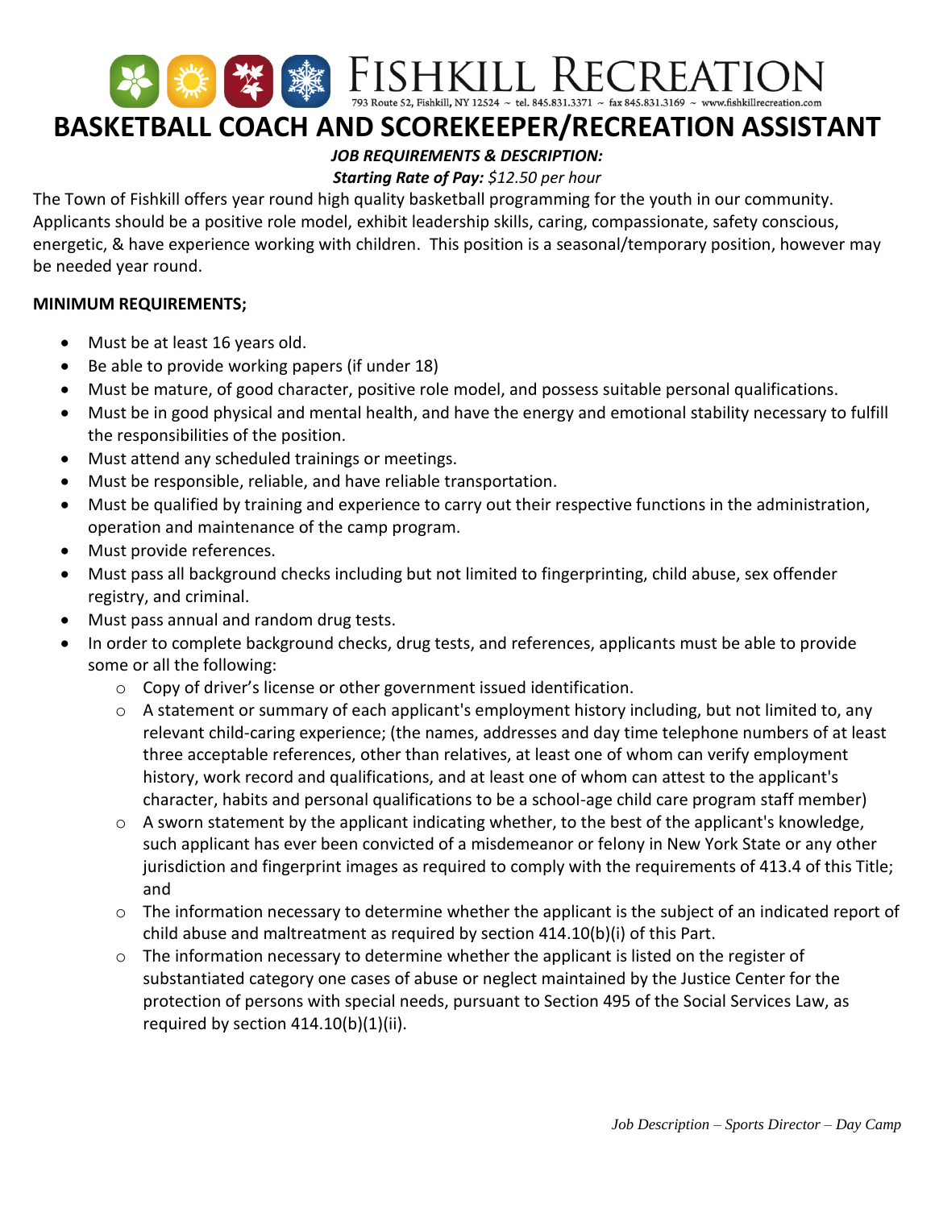FISHKILL RECREATION

793 Route 52, Fishkill, NY 12524 ~ tel. 845.831.3371 ~ fax 845.831.3169 ~ www.fishkillrecreation.com

# BASKETBALL COACH AND SCOREKEEPER/RECREATION ASSISTANT

***JOB REQUIREMENTS & DESCRIPTION:***

***Starting Rate of Pay:** $12.50 per hour*

The Town of Fishkill offers year round high quality basketball programming for the youth in our community. Applicants should be a positive role model, exhibit leadership skills, caring, compassionate, safety conscious, energetic, & have experience working with children. This position is a seasonal/temporary position, however may be needed year round.

**MINIMUM REQUIREMENTS;**

- Must be at least 16 years old.
- Be able to provide working papers (if under 18)
- Must be mature, of good character, positive role model, and possess suitable personal qualifications.
- Must be in good physical and mental health, and have the energy and emotional stability necessary to fulfill the responsibilities of the position.
- Must attend any scheduled trainings or meetings.
- Must be responsible, reliable, and have reliable transportation.
- Must be qualified by training and experience to carry out their respective functions in the administration, operation and maintenance of the camp program.
- Must provide references.
- Must pass all background checks including but not limited to fingerprinting, child abuse, sex offender registry, and criminal.
- Must pass annual and random drug tests.
- In order to complete background checks, drug tests, and references, applicants must be able to provide some or all the following:
  - Copy of driver's license or other government issued identification.
  - A statement or summary of each applicant's employment history including, but not limited to, any relevant child-caring experience; (the names, addresses and day time telephone numbers of at least three acceptable references, other than relatives, at least one of whom can verify employment history, work record and qualifications, and at least one of whom can attest to the applicant's character, habits and personal qualifications to be a school-age child care program staff member)
  - A sworn statement by the applicant indicating whether, to the best of the applicant's knowledge, such applicant has ever been convicted of a misdemeanor or felony in New York State or any other jurisdiction and fingerprint images as required to comply with the requirements of 413.4 of this Title; and
  - The information necessary to determine whether the applicant is the subject of an indicated report of child abuse and maltreatment as required by section 414.10(b)(i) of this Part.
  - The information necessary to determine whether the applicant is listed on the register of substantiated category one cases of abuse or neglect maintained by the Justice Center for the protection of persons with special needs, pursuant to Section 495 of the Social Services Law, as required by section 414.10(b)(1)(ii).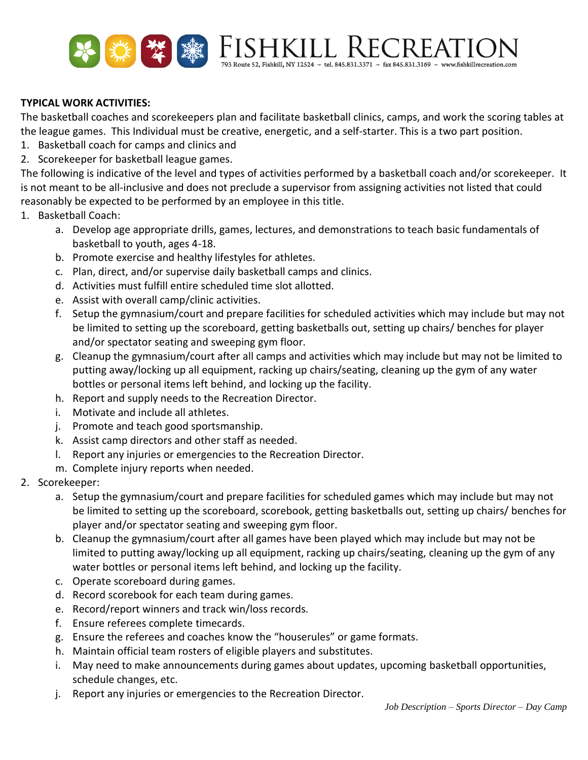**TYPICAL WORK ACTIVITIES:**

The basketball coaches and scorekeepers plan and facilitate basketball clinics, camps, and work the scoring tables at the league games. This Individual must be creative, energetic, and a self-starter. This is a two part position.

1. Basketball coach for camps and clinics and
2. Scorekeeper for basketball league games.

The following is indicative of the level and types of activities performed by a basketball coach and/or scorekeeper. It is not meant to be all-inclusive and does not preclude a supervisor from assigning activities not listed that could reasonably be expected to be performed by an employee in this title.

1. Basketball Coach:
    a. Develop age appropriate drills, games, lectures, and demonstrations to teach basic fundamentals of basketball to youth, ages 4-18.
    b. Promote exercise and healthy lifestyles for athletes.
    c. Plan, direct, and/or supervise daily basketball camps and clinics.
    d. Activities must fulfill entire scheduled time slot allotted.
    e. Assist with overall camp/clinic activities.
    f. Setup the gymnasium/court and prepare facilities for scheduled activities which may include but may not be limited to setting up the scoreboard, getting basketballs out, setting up chairs/ benches for player and/or spectator seating and sweeping gym floor.
    g. Cleanup the gymnasium/court after all camps and activities which may include but may not be limited to putting away/locking up all equipment, racking up chairs/seating, cleaning up the gym of any water bottles or personal items left behind, and locking up the facility.
    h. Report and supply needs to the Recreation Director.
    i. Motivate and include all athletes.
    j. Promote and teach good sportsmanship.
    k. Assist camp directors and other staff as needed.
    l. Report any injuries or emergencies to the Recreation Director.
    m. Complete injury reports when needed.
2. Scorekeeper:
    a. Setup the gymnasium/court and prepare facilities for scheduled games which may include but may not be limited to setting up the scoreboard, scorebook, getting basketballs out, setting up chairs/ benches for player and/or spectator seating and sweeping gym floor.
    b. Cleanup the gymnasium/court after all games have been played which may include but may not be limited to putting away/locking up all equipment, racking up chairs/seating, cleaning up the gym of any water bottles or personal items left behind, and locking up the facility.
    c. Operate scoreboard during games.
    d. Record scorebook for each team during games.
    e. Record/report winners and track win/loss records.
    f. Ensure referees complete timecards.
    g. Ensure the referees and coaches know the "houserules" or game formats.
    h. Maintain official team rosters of eligible players and substitutes.
    i. May need to make announcements during games about updates, upcoming basketball opportunities, schedule changes, etc.
    j. Report any injuries or emergencies to the Recreation Director.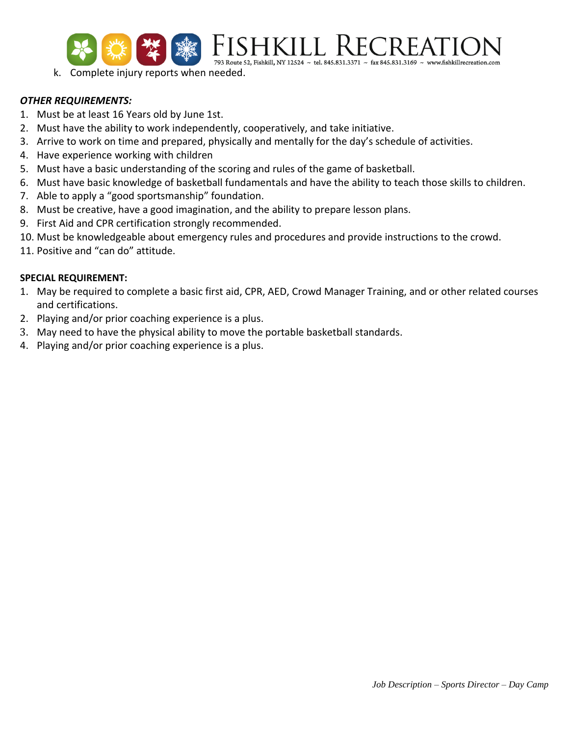k. Complete injury reports when needed.

***OTHER REQUIREMENTS:***

1. Must be at least 16 Years old by June 1st.
2. Must have the ability to work independently, cooperatively, and take initiative.
3. Arrive to work on time and prepared, physically and mentally for the day's schedule of activities.
4. Have experience working with children
5. Must have a basic understanding of the scoring and rules of the game of basketball.
6. Must have basic knowledge of basketball fundamentals and have the ability to teach those skills to children.
7. Able to apply a "good sportsmanship" foundation.
8. Must be creative, have a good imagination, and the ability to prepare lesson plans.
9. First Aid and CPR certification strongly recommended.
10. Must be knowledgeable about emergency rules and procedures and provide instructions to the crowd.
11. Positive and "can do" attitude.

**SPECIAL REQUIREMENT:**

1. May be required to complete a basic first aid, CPR, AED, Crowd Manager Training, and or other related courses and certifications.
2. Playing and/or prior coaching experience is a plus.
3. May need to have the physical ability to move the portable basketball standards.
4. Playing and/or prior coaching experience is a plus.